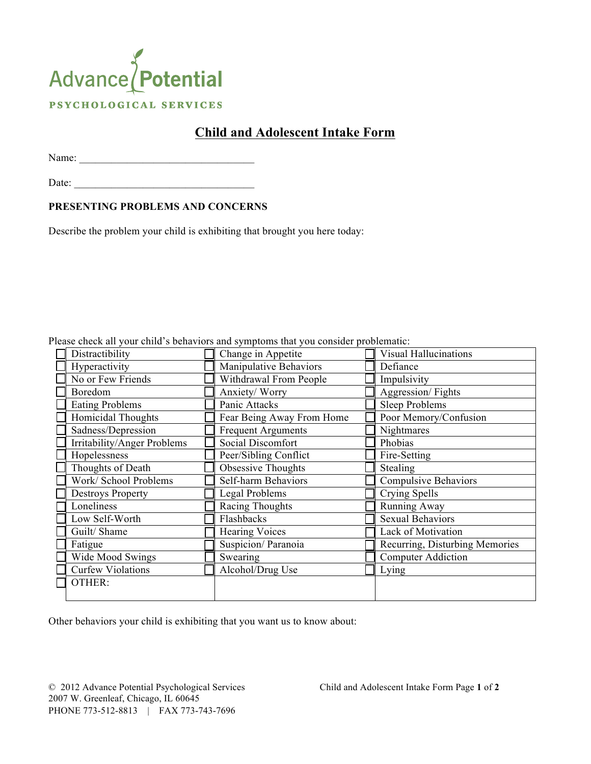Advance Potential

PSYCHOLOGICAL SERVICES

# Child and Adolescent Intake Form

Name: ________________________________

Date: ________________________________

## PRESENTING PROBLEMS AND CONCERNS

Describe the problem your child is exhibiting that brought you here today:

Please check all your child's behaviors and symptoms that you consider problematic:

| | | |
|---|---|---|
| ☐ Distractibility | ☐ Change in Appetite | ☐ Visual Hallucinations |
| ☐ Hyperactivity | ☐ Manipulative Behaviors | ☐ Defiance |
| ☐ No or Few Friends | ☐ Withdrawal From People | ☐ Impulsivity |
| ☐ Boredom | ☐ Anxiety/ Worry | ☐ Aggression/ Fights |
| ☐ Eating Problems | ☐ Panic Attacks | ☐ Sleep Problems |
| ☐ Homicidal Thoughts | ☐ Fear Being Away From Home | ☐ Poor Memory/Confusion |
| ☐ Sadness/Depression | ☐ Frequent Arguments | ☐ Nightmares |
| ☐ Irritability/Anger Problems | ☐ Social Discomfort | ☐ Phobias |
| ☐ Hopelessness | ☐ Peer/Sibling Conflict | ☐ Fire-Setting |
| ☐ Thoughts of Death | ☐ Obsessive Thoughts | ☐ Stealing |
| ☐ Work/ School Problems | ☐ Self-harm Behaviors | ☐ Compulsive Behaviors |
| ☐ Destroys Property | ☐ Legal Problems | ☐ Crying Spells |
| ☐ Loneliness | ☐ Racing Thoughts | ☐ Running Away |
| ☐ Low Self-Worth | ☐ Flashbacks | ☐ Sexual Behaviors |
| ☐ Guilt/ Shame | ☐ Hearing Voices | ☐ Lack of Motivation |
| ☐ Fatigue | ☐ Suspicion/ Paranoia | ☐ Recurring, Disturbing Memories |
| ☐ Wide Mood Swings | ☐ Swearing | ☐ Computer Addiction |
| ☐ Curfew Violations | ☐ Alcohol/Drug Use | ☐ Lying |
| ☐ OTHER: | | |

Other behaviors your child is exhibiting that you want us to know about:

© 2012 Advance Potential Psychological Services
2007 W. Greenleaf, Chicago, IL 60645
PHONE 773-512-8813 | FAX 773-743-7696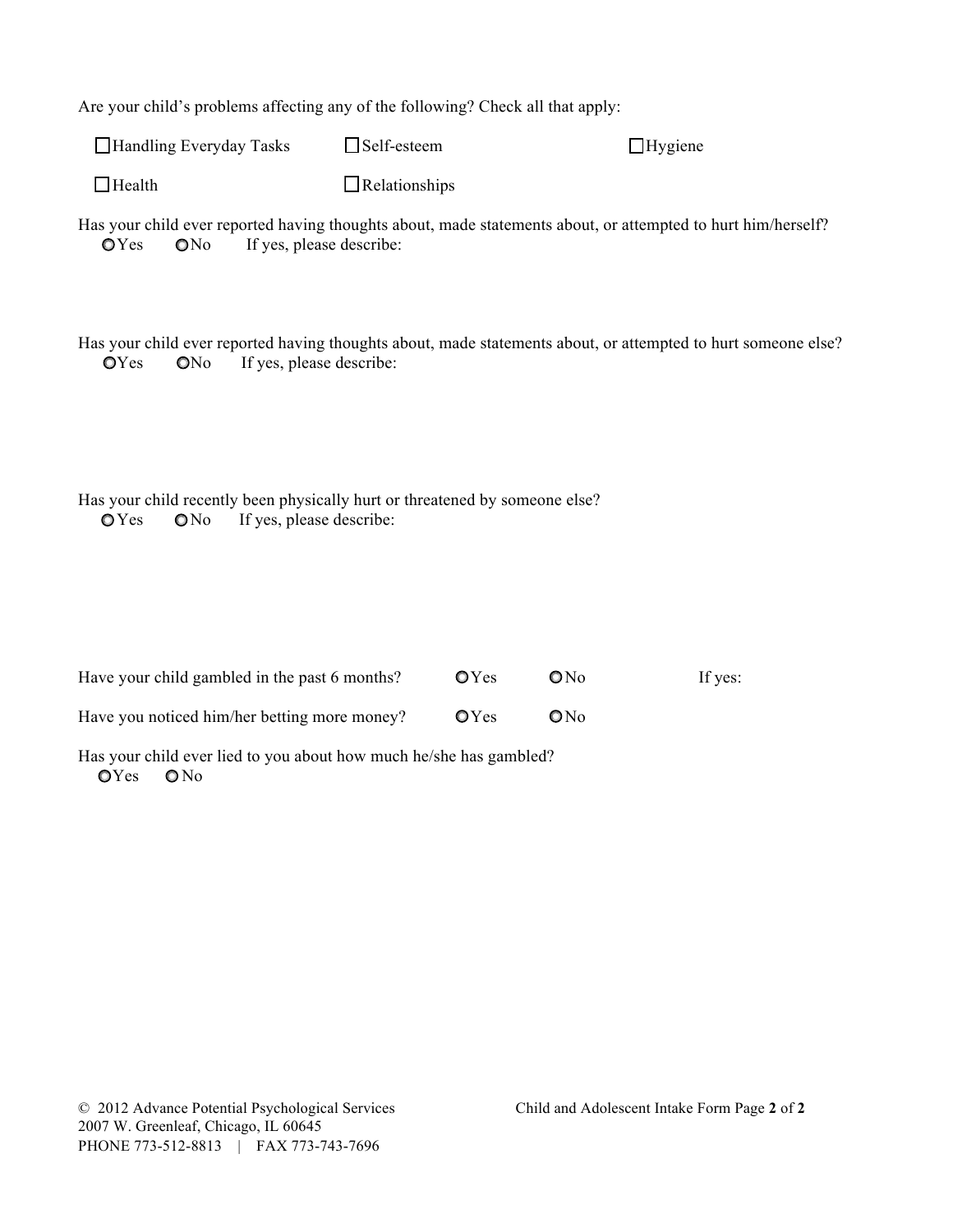Are your child's problems affecting any of the following? Check all that apply:

☐ Handling Everyday Tasks ☐ Self-esteem ☐ Hygiene

☐ Health ☐ Relationships

Has your child ever reported having thoughts about, made statements about, or attempted to hurt him/herself?
○ Yes ○ No If yes, please describe:

Has your child ever reported having thoughts about, made statements about, or attempted to hurt someone else?
○ Yes ○ No If yes, please describe:

Has your child recently been physically hurt or threatened by someone else?
○ Yes ○ No If yes, please describe:

Have your child gambled in the past 6 months? ○ Yes ○ No If yes:

Have you noticed him/her betting more money? ○ Yes ○ No

Has your child ever lied to you about how much he/she has gambled?
○ Yes ○ No

© 2012 Advance Potential Psychological Services
2007 W. Greenleaf, Chicago, IL 60645
PHONE 773-512-8813 | FAX 773-743-7696